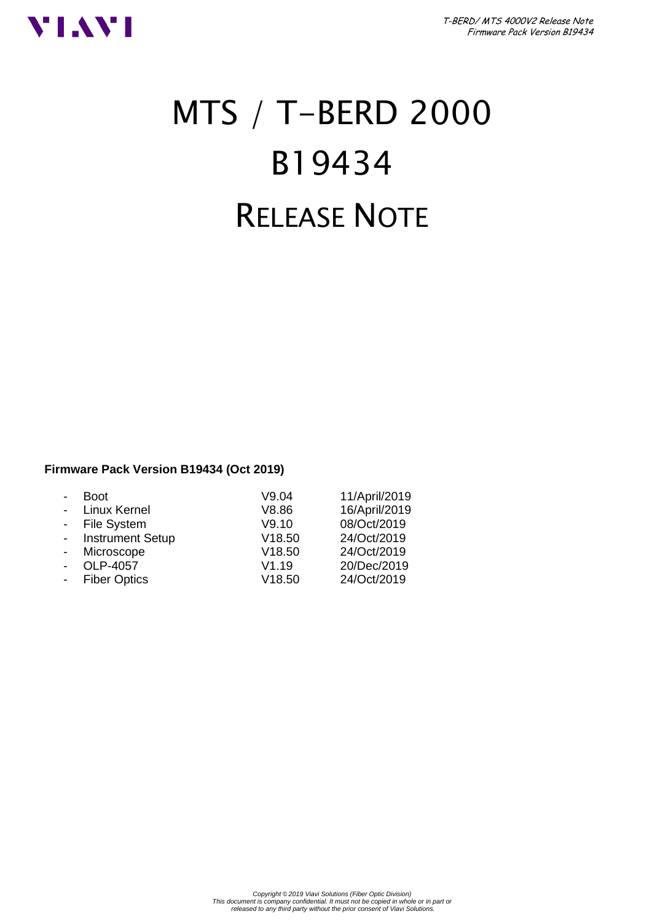# MTS / T-BERD 2000

# B19434

# RELEASE NOTE

**Firmware Pack Version B19434 (Oct 2019)**

| | | |
|---|---|---|
| - Boot | V9.04 | 11/April/2019 |
| - Linux Kernel | V8.86 | 16/April/2019 |
| - File System | V9.10 | 08/Oct/2019 |
| - Instrument Setup | V18.50 | 24/Oct/2019 |
| - Microscope | V18.50 | 24/Oct/2019 |
| - OLP-4057 | V1.19 | 20/Dec/2019 |
| - Fiber Optics | V18.50 | 24/Oct/2019 |

*Copyright © 2019 Viavi Solutions (Fiber Optic Division)*
*This document is company confidential. It must not be copied in whole or in part or released to any third party without the prior consent of Viavi Solutions.*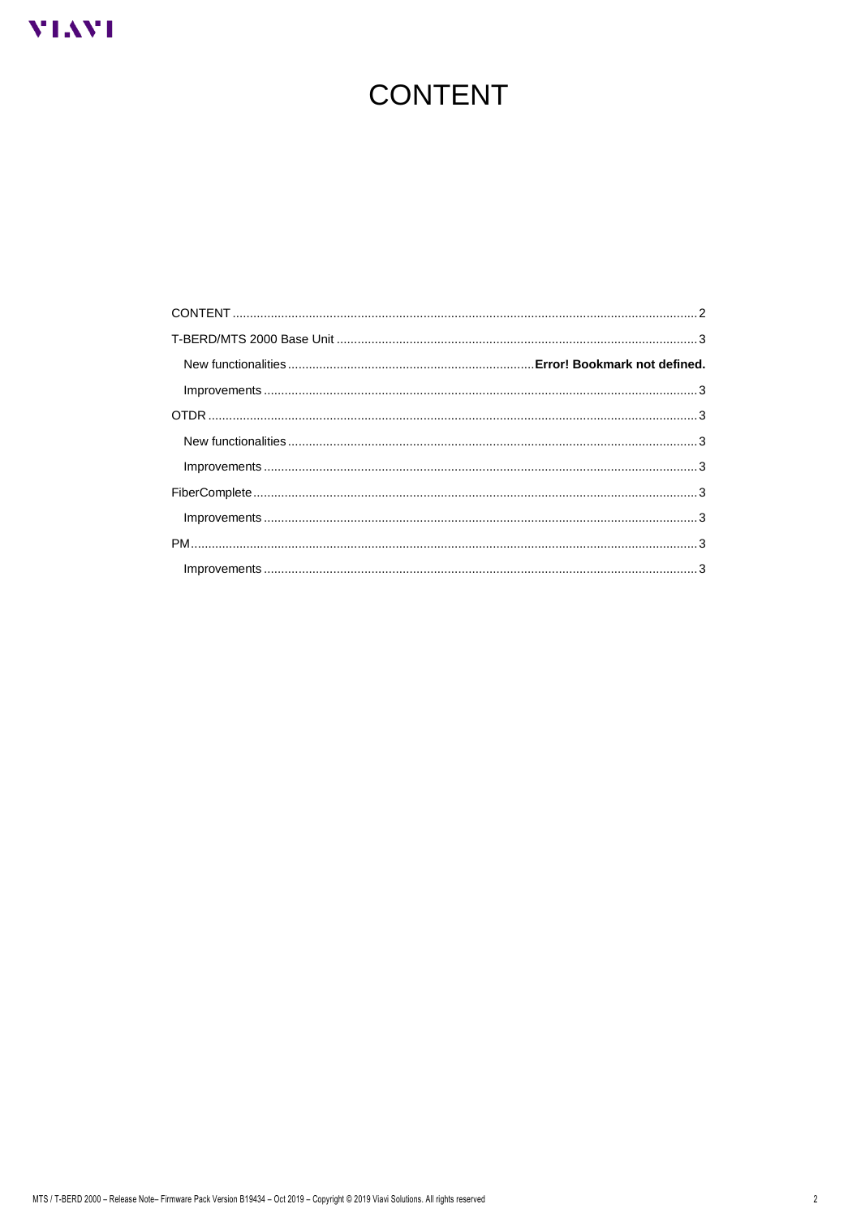# CONTENT

CONTENT .................................................................................................................................2
T-BERD/MTS 2000 Base Unit ..................................................................................................3
  New functionalities ......................................................................**Error! Bookmark not defined.**
  Improvements ......................................................................................................................3
OTDR ......................................................................................................................................3
  New functionalities ...............................................................................................................3
  Improvements ......................................................................................................................3
FiberComplete .........................................................................................................................3
  Improvements ......................................................................................................................3
PM ...........................................................................................................................................3
  Improvements ......................................................................................................................3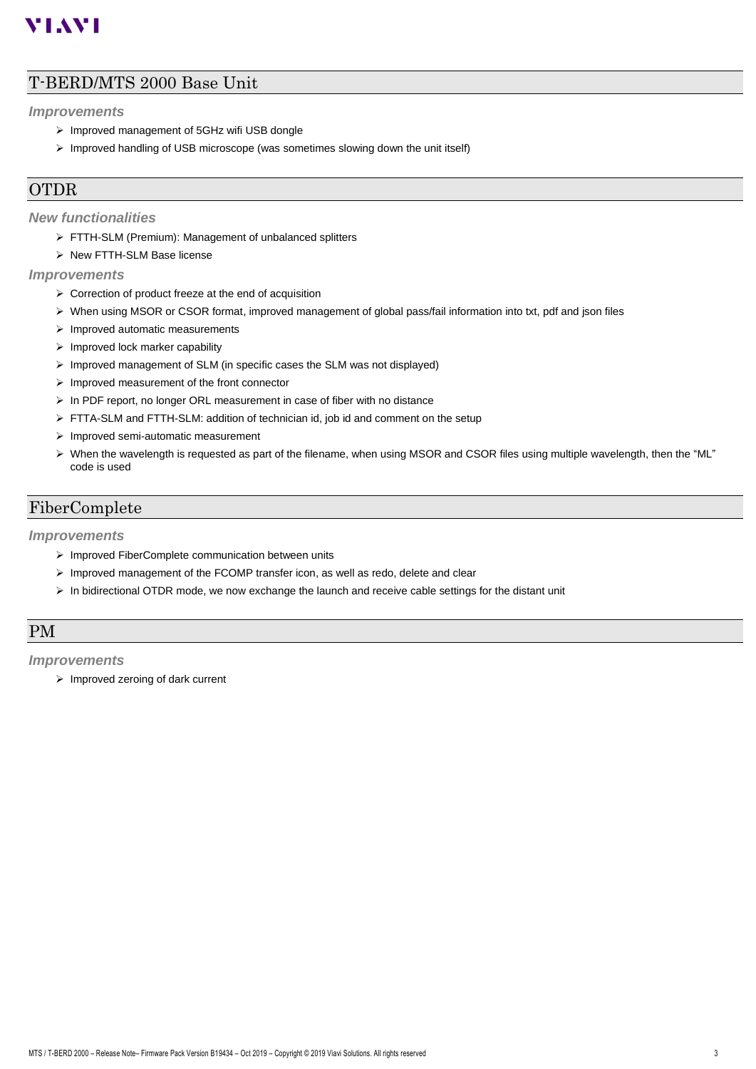## T-BERD/MTS 2000 Base Unit

### *Improvements*

- Improved management of 5GHz wifi USB dongle
- Improved handling of USB microscope (was sometimes slowing down the unit itself)

## OTDR

### *New functionalities*

- FTTH-SLM (Premium): Management of unbalanced splitters
- New FTTH-SLM Base license

### *Improvements*

- Correction of product freeze at the end of acquisition
- When using MSOR or CSOR format, improved management of global pass/fail information into txt, pdf and json files
- Improved automatic measurements
- Improved lock marker capability
- Improved management of SLM (in specific cases the SLM was not displayed)
- Improved measurement of the front connector
- In PDF report, no longer ORL measurement in case of fiber with no distance
- FTTA-SLM and FTTH-SLM: addition of technician id, job id and comment on the setup
- Improved semi-automatic measurement
- When the wavelength is requested as part of the filename, when using MSOR and CSOR files using multiple wavelength, then the “ML” code is used

## FiberComplete

### *Improvements*

- Improved FiberComplete communication between units
- Improved management of the FCOMP transfer icon, as well as redo, delete and clear
- In bidirectional OTDR mode, we now exchange the launch and receive cable settings for the distant unit

## PM

### *Improvements*

- Improved zeroing of dark current